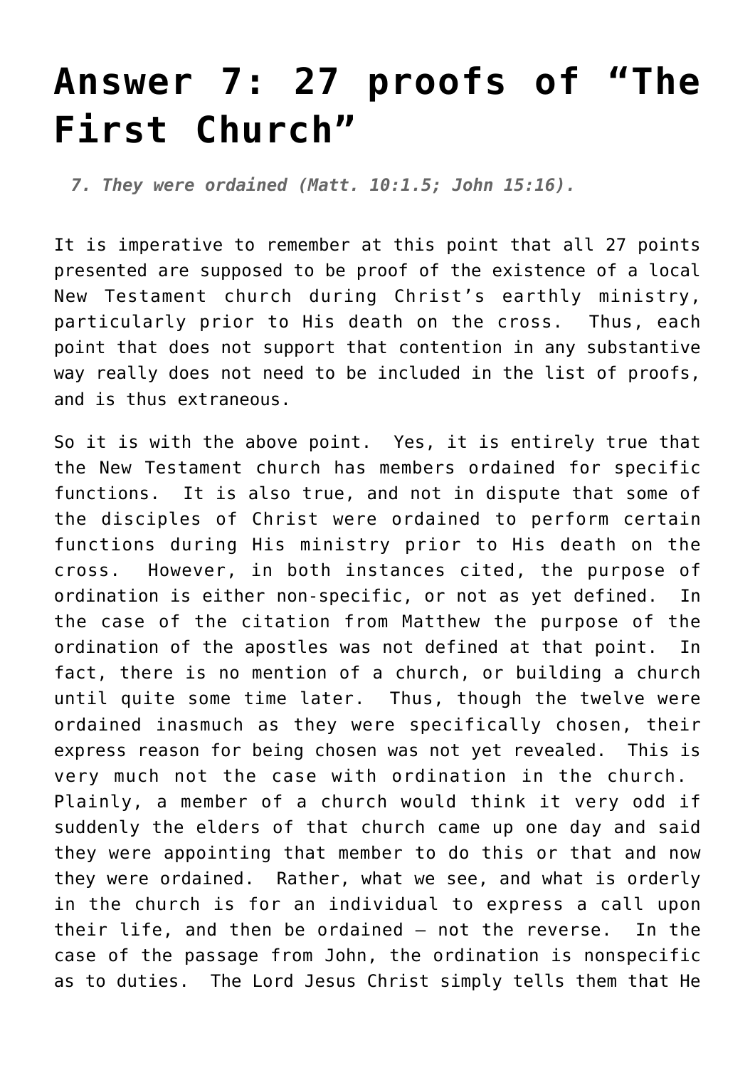# Answer 7: 27 proofs of "The First Church"

> *7. They were ordained (Matt. 10:1.5; John 15:16).*

It is imperative to remember at this point that all 27 points presented are supposed to be proof of the existence of a local New Testament church during Christ's earthly ministry, particularly prior to His death on the cross. Thus, each point that does not support that contention in any substantive way really does not need to be included in the list of proofs, and is thus extraneous.

So it is with the above point. Yes, it is entirely true that the New Testament church has members ordained for specific functions. It is also true, and not in dispute that some of the disciples of Christ were ordained to perform certain functions during His ministry prior to His death on the cross. However, in both instances cited, the purpose of ordination is either non-specific, or not as yet defined. In the case of the citation from Matthew the purpose of the ordination of the apostles was not defined at that point. In fact, there is no mention of a church, or building a church until quite some time later. Thus, though the twelve were ordained inasmuch as they were specifically chosen, their express reason for being chosen was not yet revealed. This is very much not the case with ordination in the church. Plainly, a member of a church would think it very odd if suddenly the elders of that church came up one day and said they were appointing that member to do this or that and now they were ordained. Rather, what we see, and what is orderly in the church is for an individual to express a call upon their life, and then be ordained – not the reverse. In the case of the passage from John, the ordination is nonspecific as to duties. The Lord Jesus Christ simply tells them that He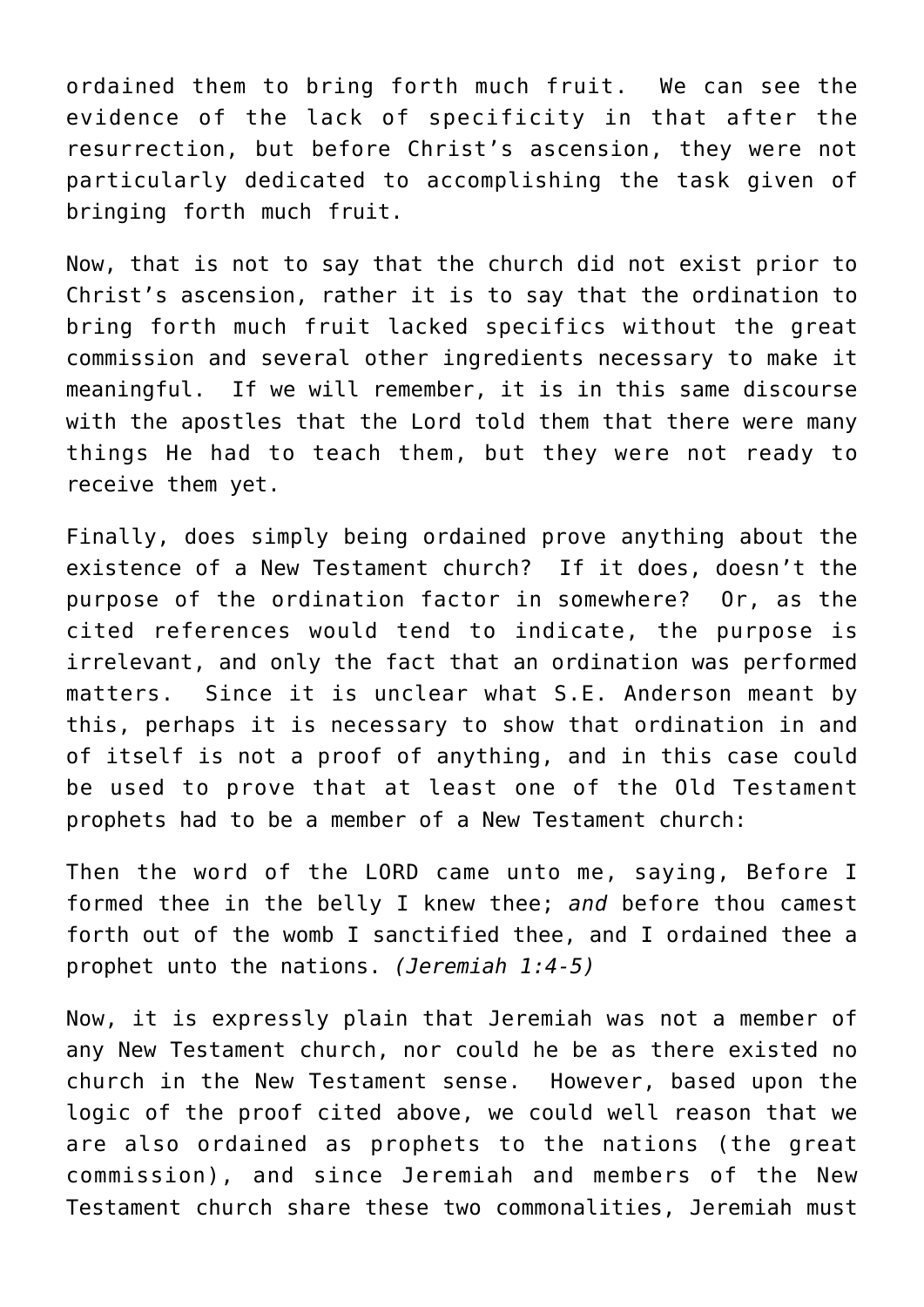ordained them to bring forth much fruit. We can see the evidence of the lack of specificity in that after the resurrection, but before Christ's ascension, they were not particularly dedicated to accomplishing the task given of bringing forth much fruit.

Now, that is not to say that the church did not exist prior to Christ's ascension, rather it is to say that the ordination to bring forth much fruit lacked specifics without the great commission and several other ingredients necessary to make it meaningful. If we will remember, it is in this same discourse with the apostles that the Lord told them that there were many things He had to teach them, but they were not ready to receive them yet.

Finally, does simply being ordained prove anything about the existence of a New Testament church? If it does, doesn't the purpose of the ordination factor in somewhere? Or, as the cited references would tend to indicate, the purpose is irrelevant, and only the fact that an ordination was performed matters. Since it is unclear what S.E. Anderson meant by this, perhaps it is necessary to show that ordination in and of itself is not a proof of anything, and in this case could be used to prove that at least one of the Old Testament prophets had to be a member of a New Testament church:

Then the word of the LORD came unto me, saying, Before I formed thee in the belly I knew thee; *and* before thou camest forth out of the womb I sanctified thee, and I ordained thee a prophet unto the nations. *(Jeremiah 1:4-5)*

Now, it is expressly plain that Jeremiah was not a member of any New Testament church, nor could he be as there existed no church in the New Testament sense. However, based upon the logic of the proof cited above, we could well reason that we are also ordained as prophets to the nations (the great commission), and since Jeremiah and members of the New Testament church share these two commonalities, Jeremiah must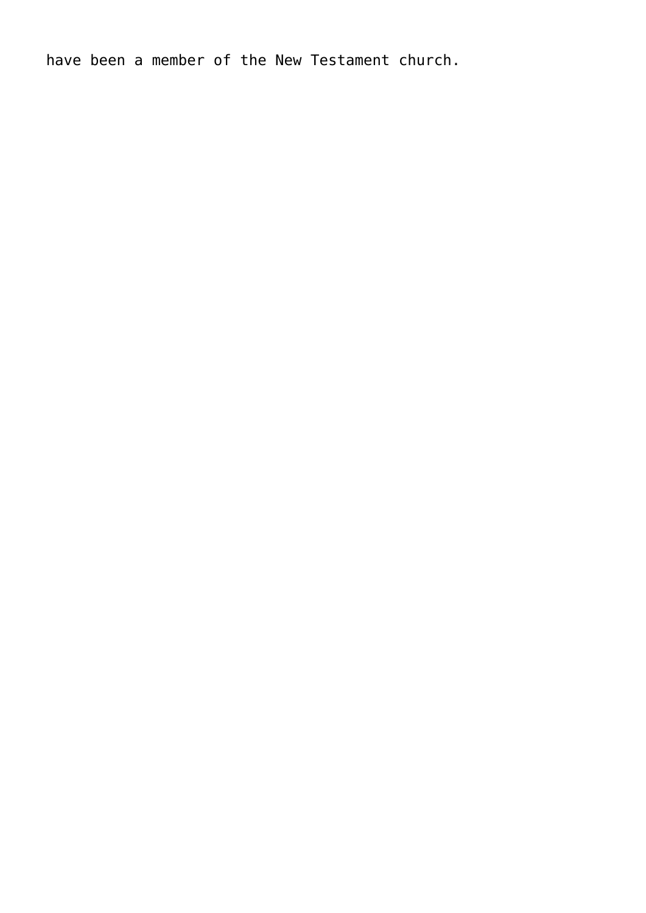have been a member of the New Testament church.